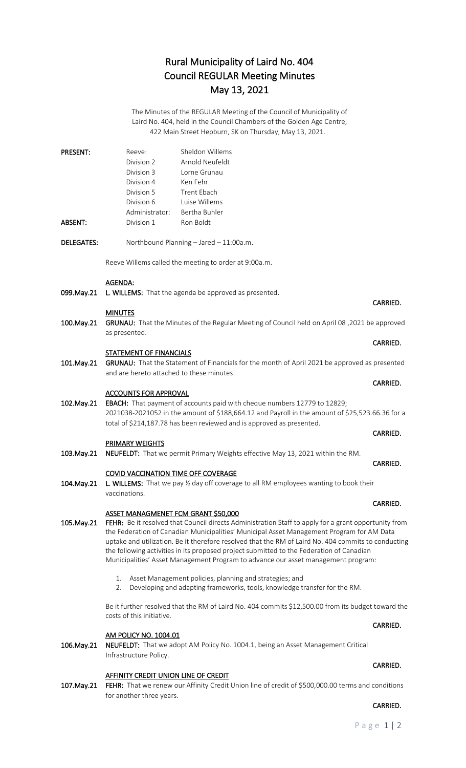# Rural Municipality of Laird No. 404
# Council REGULAR Meeting Minutes
# May 13, 2021

The Minutes of the REGULAR Meeting of the Council of Municipality of Laird No. 404, held in the Council Chambers of the Golden Age Centre, 422 Main Street Hepburn, SK on Thursday, May 13, 2021.

| | | |
|---|---|---|
| **PRESENT:** | Reeve: | Sheldon Willems |
| | Division 2 | Arnold Neufeldt |
| | Division 3 | Lorne Grunau |
| | Division 4 | Ken Fehr |
| | Division 5 | Trent Ebach |
| | Division 6 | Luise Willems |
| | Administrator: | Bertha Buhler |
| **ABSENT:** | Division 1 | Ron Boldt |

**DELEGATES:** Northbound Planning – Jared – 11:00a.m.

Reeve Willems called the meeting to order at 9:00a.m.

**AGENDA:**

099.May.21 **L. WILLEMS:** That the agenda be approved as presented.

**CARRIED.**

**MINUTES**

100.May.21 **GRUNAU:** That the Minutes of the Regular Meeting of Council held on April 08 ,2021 be approved as presented.

**CARRIED.**

**STATEMENT OF FINANCIALS**

101.May.21 **GRUNAU:** That the Statement of Financials for the month of April 2021 be approved as presented and are hereto attached to these minutes.

**CARRIED.**

**ACCOUNTS FOR APPROVAL**

102.May.21 **EBACH:** That payment of accounts paid with cheque numbers 12779 to 12829; 2021038-2021052 in the amount of $188,664.12 and Payroll in the amount of $25,523.66.36 for a total of $214,187.78 has been reviewed and is approved as presented.

**CARRIED.**

**PRIMARY WEIGHTS**

103.May.21 **NEUFELDT:** That we permit Primary Weights effective May 13, 2021 within the RM.

**CARRIED.**

**COVID VACCINATION TIME OFF COVERAGE**

104.May.21 **L. WILLEMS:** That we pay ½ day off coverage to all RM employees wanting to book their vaccinations.

**CARRIED.**

**ASSET MANAGMENET FCM GRANT $50,000**

105.May.21 **FEHR:** Be it resolved that Council directs Administration Staff to apply for a grant opportunity from the Federation of Canadian Municipalities' Municipal Asset Management Program for AM Data uptake and utilization. Be it therefore resolved that the RM of Laird No. 404 commits to conducting the following activities in its proposed project submitted to the Federation of Canadian Municipalities' Asset Management Program to advance our asset management program:

1. Asset Management policies, planning and strategies; and
2. Developing and adapting frameworks, tools, knowledge transfer for the RM.

Be it further resolved that the RM of Laird No. 404 commits $12,500.00 from its budget toward the costs of this initiative.

**CARRIED.**

**AM POLICY NO. 1004.01**

106.May.21 **NEUFELDT:** That we adopt AM Policy No. 1004.1, being an Asset Management Critical Infrastructure Policy.

**CARRIED.**

**AFFINITY CREDIT UNION LINE OF CREDIT**

107.May.21 **FEHR:** That we renew our Affinity Credit Union line of credit of $500,000.00 terms and conditions for another three years.

**CARRIED.**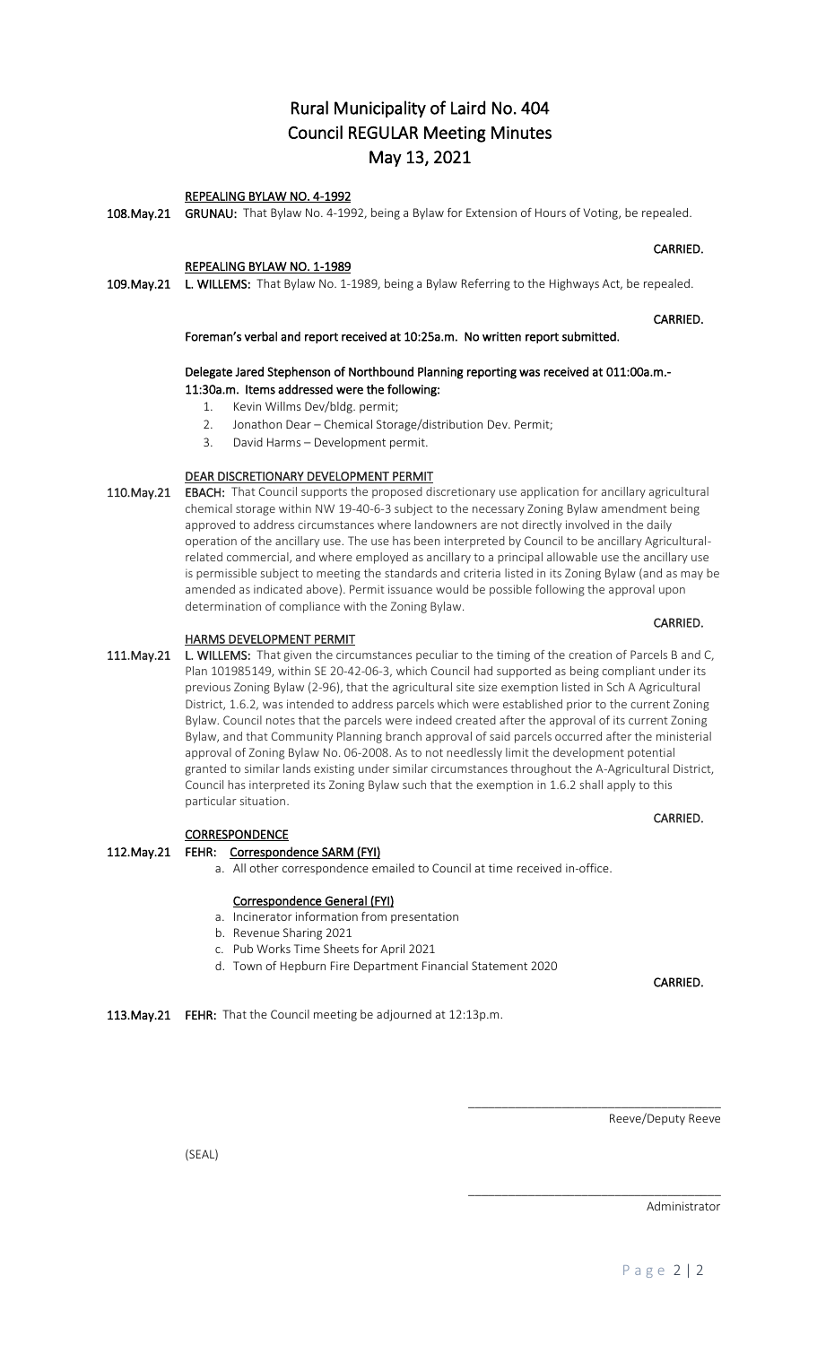# Rural Municipality of Laird No. 404
# Council REGULAR Meeting Minutes
# May 13, 2021

**REPEALING BYLAW NO. 4-1992**

**108.May.21** **GRUNAU:** That Bylaw No. 4-1992, being a Bylaw for Extension of Hours of Voting, be repealed.

**CARRIED.**

**REPEALING BYLAW NO. 1-1989**

**109.May.21** **L. WILLEMS:** That Bylaw No. 1-1989, being a Bylaw Referring to the Highways Act, be repealed.

**CARRIED.**

**Foreman's verbal and report received at 10:25a.m. No written report submitted.**

**Delegate Jared Stephenson of Northbound Planning reporting was received at 011:00a.m.- 11:30a.m. Items addressed were the following:**

1. Kevin Willms Dev/bldg. permit;
2. Jonathon Dear – Chemical Storage/distribution Dev. Permit;
3. David Harms – Development permit.

**DEAR DISCRETIONARY DEVELOPMENT PERMIT**

**110.May.21** **EBACH:** That Council supports the proposed discretionary use application for ancillary agricultural chemical storage within NW 19-40-6-3 subject to the necessary Zoning Bylaw amendment being approved to address circumstances where landowners are not directly involved in the daily operation of the ancillary use. The use has been interpreted by Council to be ancillary Agricultural-related commercial, and where employed as ancillary to a principal allowable use the ancillary use is permissible subject to meeting the standards and criteria listed in its Zoning Bylaw (and as may be amended as indicated above). Permit issuance would be possible following the approval upon determination of compliance with the Zoning Bylaw.

**CARRIED.**

**HARMS DEVELOPMENT PERMIT**

**111.May.21** **L. WILLEMS:** That given the circumstances peculiar to the timing of the creation of Parcels B and C, Plan 101985149, within SE 20-42-06-3, which Council had supported as being compliant under its previous Zoning Bylaw (2-96), that the agricultural site size exemption listed in Sch A Agricultural District, 1.6.2, was intended to address parcels which were established prior to the current Zoning Bylaw. Council notes that the parcels were indeed created after the approval of its current Zoning Bylaw, and that Community Planning branch approval of said parcels occurred after the ministerial approval of Zoning Bylaw No. 06-2008. As to not needlessly limit the development potential granted to similar lands existing under similar circumstances throughout the A-Agricultural District, Council has interpreted its Zoning Bylaw such that the exemption in 1.6.2 shall apply to this particular situation.

**CARRIED.**

**CORRESPONDENCE**

**112.May.21** **FEHR:** **Correspondence SARM (FYI)**

a. All other correspondence emailed to Council at time received in-office.

**Correspondence General (FYI)**

a. Incinerator information from presentation
b. Revenue Sharing 2021
c. Pub Works Time Sheets for April 2021
d. Town of Hepburn Fire Department Financial Statement 2020

**CARRIED.**

**113.May.21** **FEHR:** That the Council meeting be adjourned at 12:13p.m.

\_\_\_\_\_\_\_\_\_\_\_\_\_\_\_\_\_\_\_\_\_\_\_\_\_\_\_\_\_\_\_\_\_\_\_\_\_\_\_\_

Reeve/Deputy Reeve

(SEAL)

\_\_\_\_\_\_\_\_\_\_\_\_\_\_\_\_\_\_\_\_\_\_\_\_\_\_\_\_\_\_\_\_\_\_\_\_\_\_\_\_

Administrator